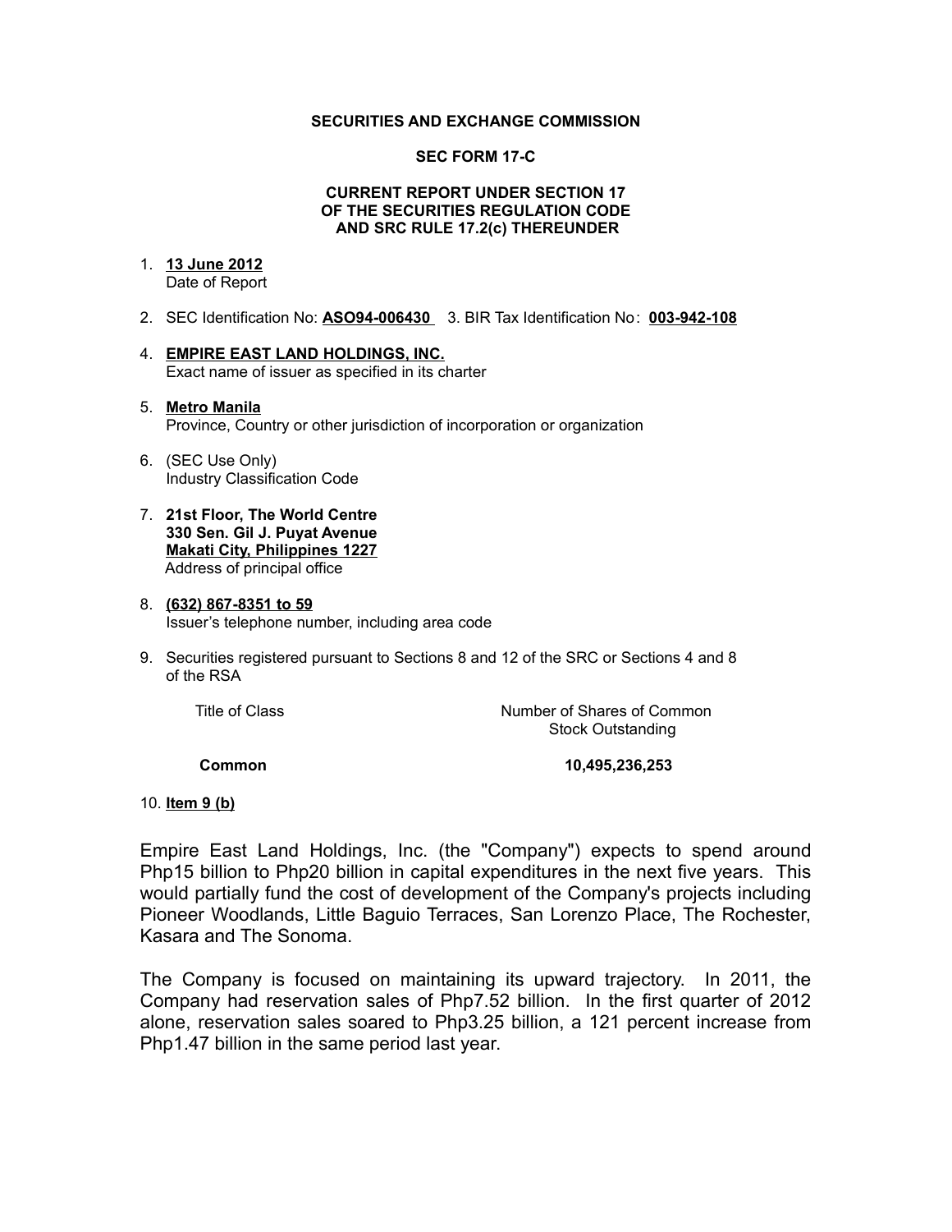**SECURITIES AND EXCHANGE COMMISSION**

**SEC FORM 17-C**

**CURRENT REPORT UNDER SECTION 17**
**OF THE SECURITIES REGULATION CODE**
**AND SRC RULE 17.2(c) THEREUNDER**

1. **13 June 2012**
   Date of Report

2. SEC Identification No: **ASO94-006430** 3. BIR Tax Identification No: **003-942-108**

4. **EMPIRE EAST LAND HOLDINGS, INC.**
   Exact name of issuer as specified in its charter

5. **Metro Manila**
   Province, Country or other jurisdiction of incorporation or organization

6. (SEC Use Only)
   Industry Classification Code

7. **21st Floor, The World Centre**
   **330 Sen. Gil J. Puyat Avenue**
   **Makati City, Philippines 1227**
   Address of principal office

8. **(632) 867-8351 to 59**
   Issuer's telephone number, including area code

9. Securities registered pursuant to Sections 8 and 12 of the SRC or Sections 4 and 8 of the RSA

| Title of Class | Number of Shares of Common Stock Outstanding |
|---|---|
| **Common** | **10,495,236,253** |

10. **Item 9 (b)**

Empire East Land Holdings, Inc. (the "Company") expects to spend around Php15 billion to Php20 billion in capital expenditures in the next five years. This would partially fund the cost of development of the Company's projects including Pioneer Woodlands, Little Baguio Terraces, San Lorenzo Place, The Rochester, Kasara and The Sonoma.

The Company is focused on maintaining its upward trajectory. In 2011, the Company had reservation sales of Php7.52 billion. In the first quarter of 2012 alone, reservation sales soared to Php3.25 billion, a 121 percent increase from Php1.47 billion in the same period last year.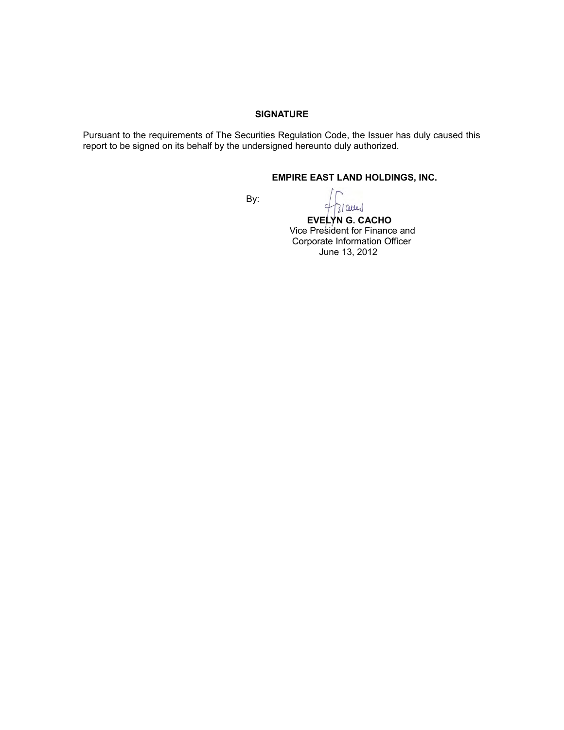## SIGNATURE

Pursuant to the requirements of The Securities Regulation Code, the Issuer has duly caused this report to be signed on its behalf by the undersigned hereunto duly authorized.

**EMPIRE EAST LAND HOLDINGS, INC.**

By:

**EVELYN G. CACHO**
Vice President for Finance and
Corporate Information Officer
June 13, 2012